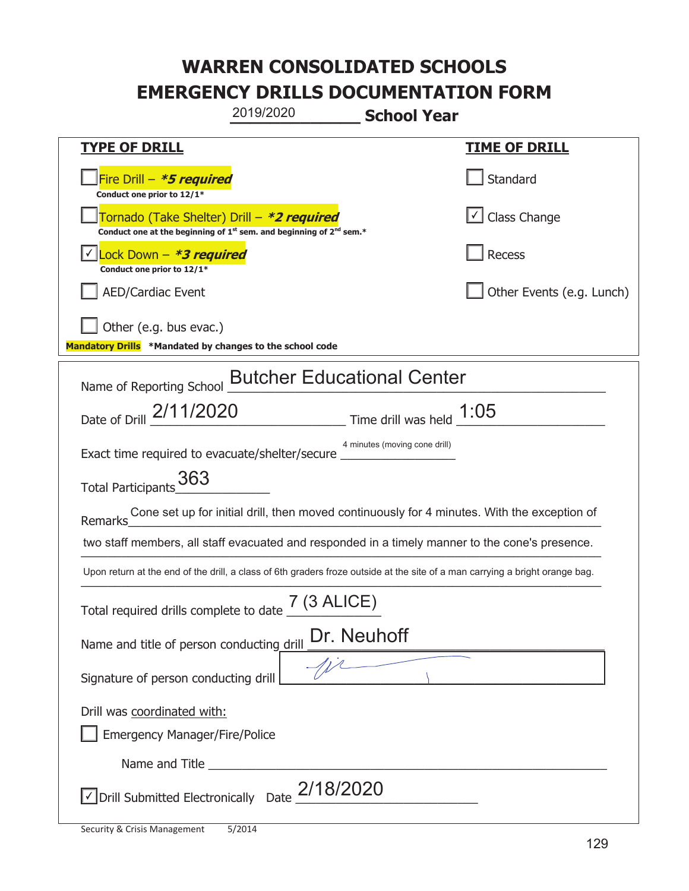# WARREN CONSOLIDATED SCHOOLS
# EMERGENCY DRILLS DOCUMENTATION FORM

2019/2020 **School Year**

| **TYPE OF DRILL** | **TIME OF DRILL** |
|---|---|
| ☐ Fire Drill – ***5 required*** <br> **Conduct one prior to 12/1*** | ☐ Standard |
| ☐ Tornado (Take Shelter) Drill – ***2 required*** <br> **Conduct one at the beginning of 1st sem. and beginning of 2nd sem.*** | ☑ Class Change |
| ☑ Lock Down – ***3 required*** <br> **Conduct one prior to 12/1*** | ☐ Recess |
| ☐ AED/Cardiac Event | ☐ Other Events (e.g. Lunch) |
| ☐ Other (e.g. bus evac.) | |

**Mandatory Drills** ***Mandated by changes to the school code**

Name of Reporting School: Butcher Educational Center

Date of Drill: 2/11/2020 Time drill was held: 1:05

Exact time required to evacuate/shelter/secure: 4 minutes (moving cone drill)

Total Participants: 363

Remarks: Cone set up for initial drill, then moved continuously for 4 minutes. With the exception of two staff members, all staff evacuated and responded in a timely manner to the cone's presence. Upon return at the end of the drill, a class of 6th graders froze outside at the site of a man carrying a bright orange bag.

Total required drills complete to date: 7 (3 ALICE)

Name and title of person conducting drill: Dr. Neuhoff

Signature of person conducting drill: [signature]

Drill was coordinated with:

☐ Emergency Manager/Fire/Police

Name and Title: ______________________

☑ Drill Submitted Electronically Date: 2/18/2020

Security & Crisis Management 5/2014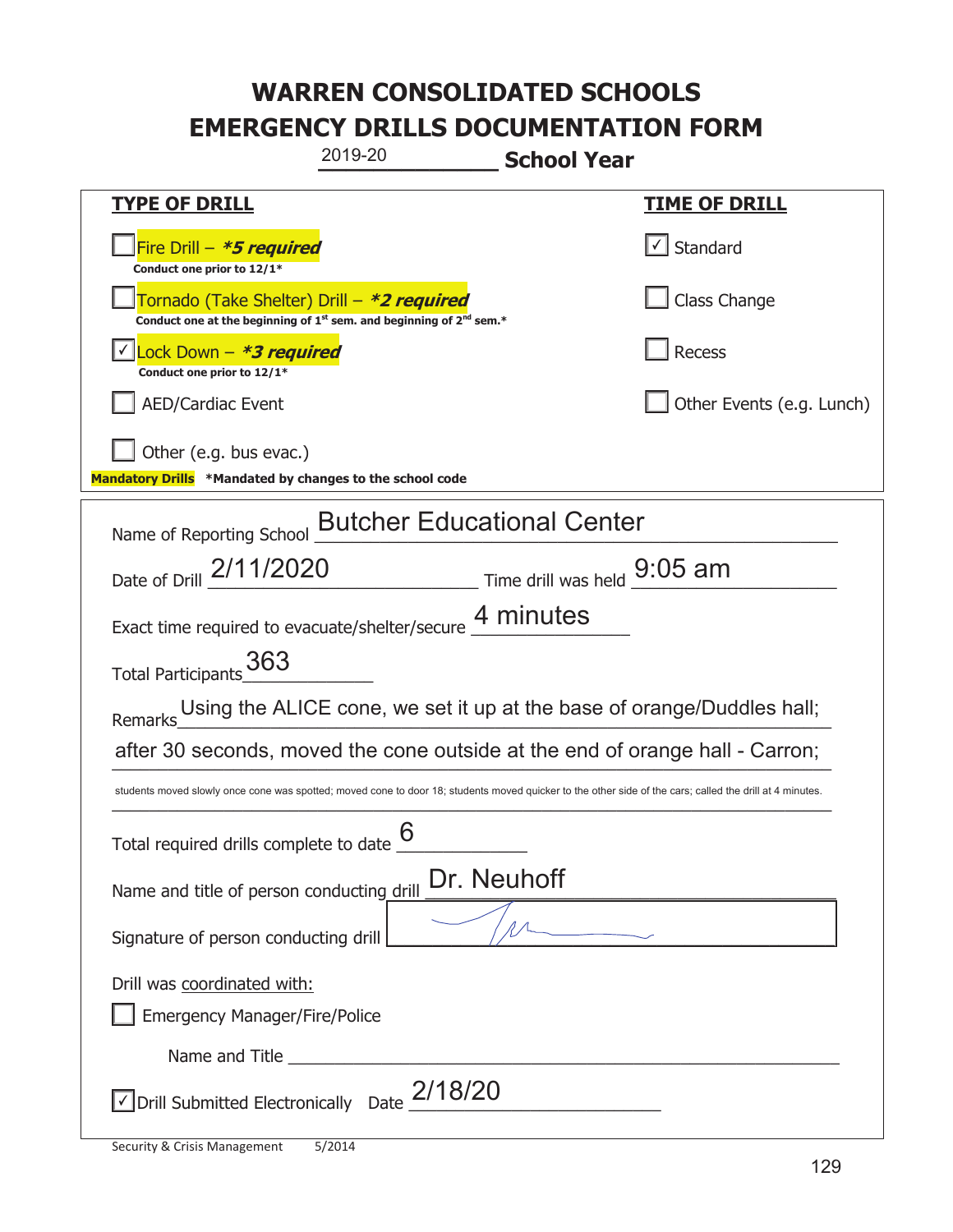# WARREN CONSOLIDATED SCHOOLS
# EMERGENCY DRILLS DOCUMENTATION FORM

2019-20 **School Year**

| **TYPE OF DRILL** | **TIME OF DRILL** |
|---|---|
| ☐ Fire Drill – ***5 required*** <br> **Conduct one prior to 12/1*** | ☑ Standard |
| ☐ Tornado (Take Shelter) Drill – ***2 required*** <br> **Conduct one at the beginning of 1st sem. and beginning of 2nd sem.*** | ☐ Class Change |
| ☑ Lock Down – ***3 required*** <br> **Conduct one prior to 12/1*** | ☐ Recess |
| ☐ AED/Cardiac Event | ☐ Other Events (e.g. Lunch) |
| ☐ Other (e.g. bus evac.) | |

**Mandatory Drills** **\*Mandated by changes to the school code**

Name of Reporting School: Butcher Educational Center

Date of Drill: 2/11/2020 Time drill was held: 9:05 am

Exact time required to evacuate/shelter/secure: 4 minutes

Total Participants: 363

Remarks: Using the ALICE cone, we set it up at the base of orange/Duddles hall; after 30 seconds, moved the cone outside at the end of orange hall - Carron; students moved slowly once cone was spotted; moved cone to door 18; students moved quicker to the other side of the cars; called the drill at 4 minutes.

Total required drills complete to date: 6

Name and title of person conducting drill: Dr. Neuhoff

Signature of person conducting drill: [signature]

Drill was coordinated with:

☐ Emergency Manager/Fire/Police

Name and Title ______________________

☑ Drill Submitted Electronically Date: 2/18/20

Security & Crisis Management 5/2014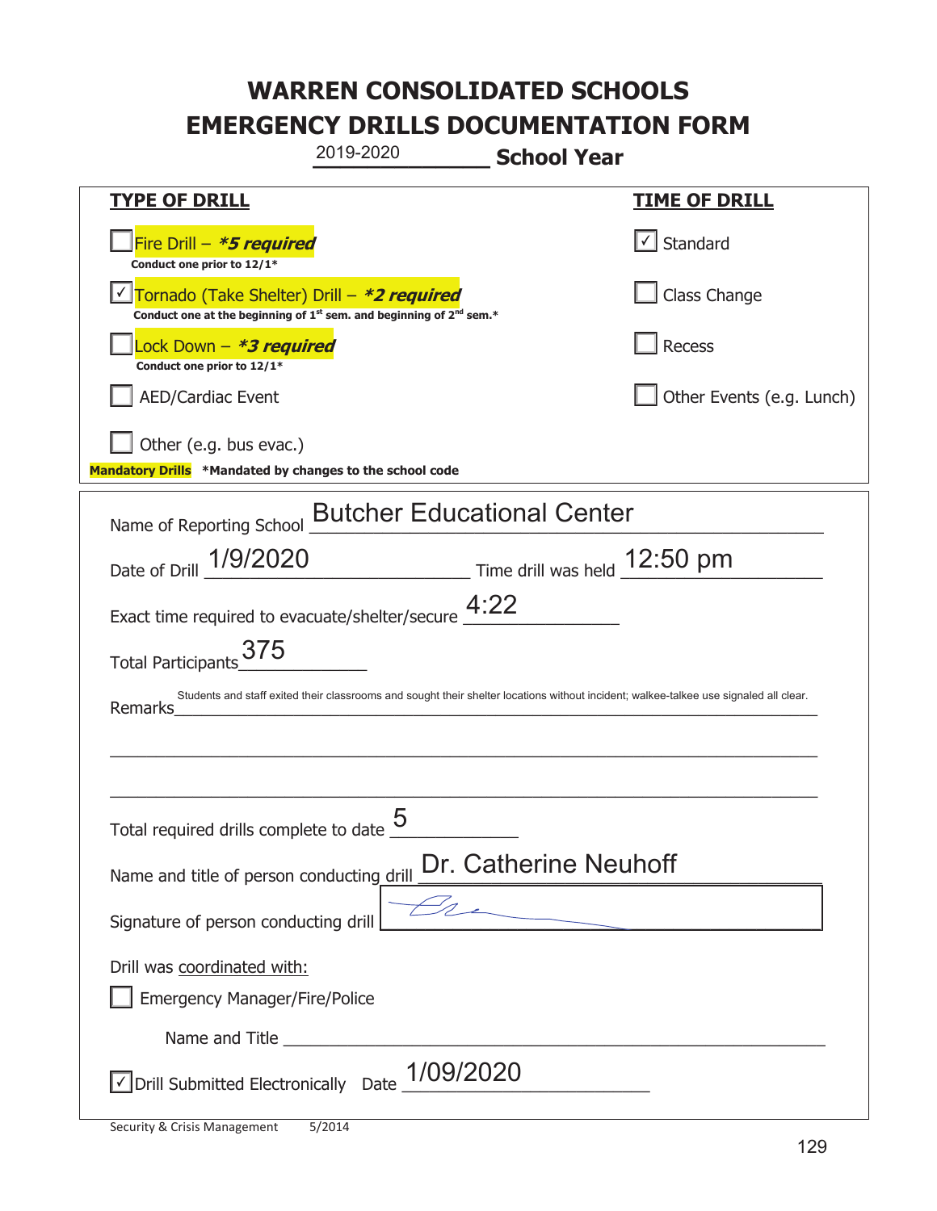# WARREN CONSOLIDATED SCHOOLS
# EMERGENCY DRILLS DOCUMENTATION FORM

2019-2020 **School Year**

| **TYPE OF DRILL** | **TIME OF DRILL** |
|---|---|
| ☐ Fire Drill – ***\*5 required*** <br> **Conduct one prior to 12/1\*** | ☑ Standard |
| ☑ Tornado (Take Shelter) Drill – ***\*2 required*** <br> **Conduct one at the beginning of 1st sem. and beginning of 2nd sem.\*** | ☐ Class Change |
| ☐ Lock Down – ***\*3 required*** <br> **Conduct one prior to 12/1\*** | ☐ Recess |
| ☐ AED/Cardiac Event | ☐ Other Events (e.g. Lunch) |
| ☐ Other (e.g. bus evac.) | |

**Mandatory Drills** **\*Mandated by changes to the school code**

Name of Reporting School: Butcher Educational Center

Date of Drill: 1/9/2020 Time drill was held: 12:50 pm

Exact time required to evacuate/shelter/secure: 4:22

Total Participants: 375

Remarks: Students and staff exited their classrooms and sought their shelter locations without incident; walkee-talkee use signaled all clear.

Total required drills complete to date: 5

Name and title of person conducting drill: Dr. Catherine Neuhoff

Signature of person conducting drill: [signature]

Drill was coordinated with:

☐ Emergency Manager/Fire/Police

Name and Title: ______________________

☑ Drill Submitted Electronically Date: 1/09/2020

Security & Crisis Management 5/2014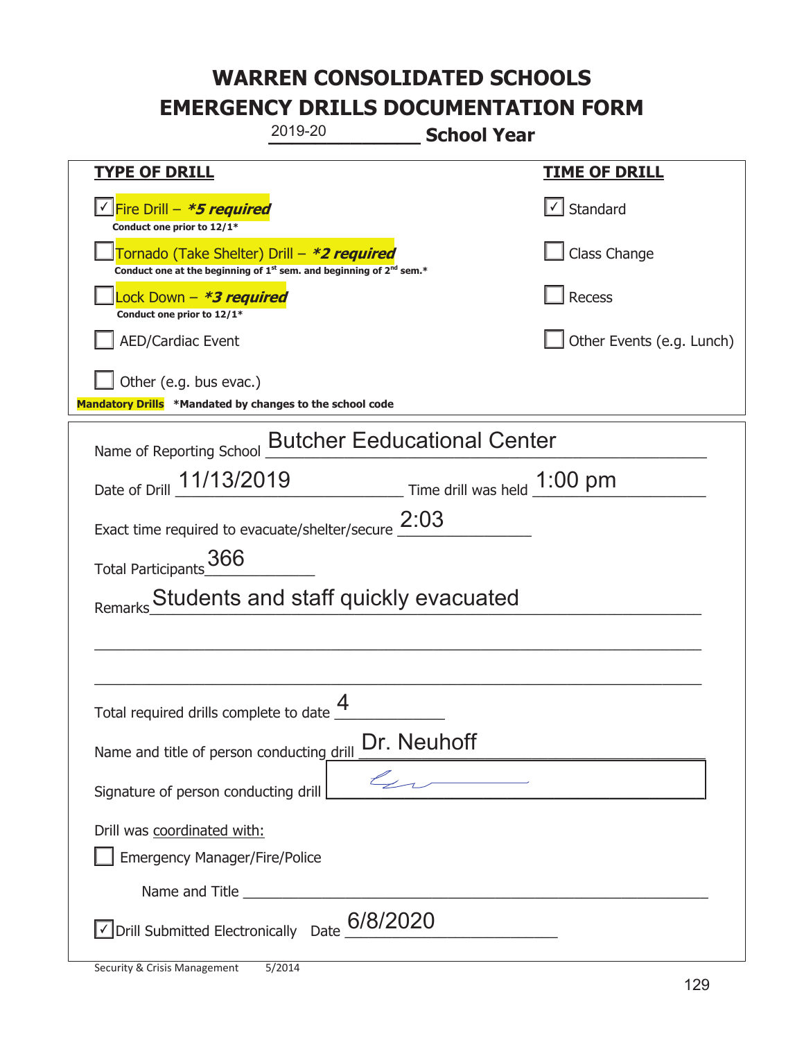# WARREN CONSOLIDATED SCHOOLS
# EMERGENCY DRILLS DOCUMENTATION FORM

2019-20 **School Year**

| **TYPE OF DRILL** | **TIME OF DRILL** |
|---|---|
| ☑ Fire Drill – ***5 required*** <br> **Conduct one prior to 12/1*** | ☑ Standard |
| ☐ Tornado (Take Shelter) Drill – ***2 required*** <br> **Conduct one at the beginning of 1st sem. and beginning of 2nd sem.*** | ☐ Class Change |
| ☐ Lock Down – ***3 required*** <br> **Conduct one prior to 12/1*** | ☐ Recess |
| ☐ AED/Cardiac Event | ☐ Other Events (e.g. Lunch) |
| ☐ Other (e.g. bus evac.) | |

**Mandatory Drills** ***Mandated by changes to the school code**

Name of Reporting School: Butcher Eeducational Center

Date of Drill: 11/13/2019 Time drill was held: 1:00 pm

Exact time required to evacuate/shelter/secure: 2:03

Total Participants: 366

Remarks: Students and staff quickly evacuated

Total required drills complete to date: 4

Name and title of person conducting drill: Dr. Neuhoff

Signature of person conducting drill: [signature]

Drill was coordinated with:

☐ Emergency Manager/Fire/Police

Name and Title ______________________

☑ Drill Submitted Electronically Date: 6/8/2020

Security & Crisis Management 5/2014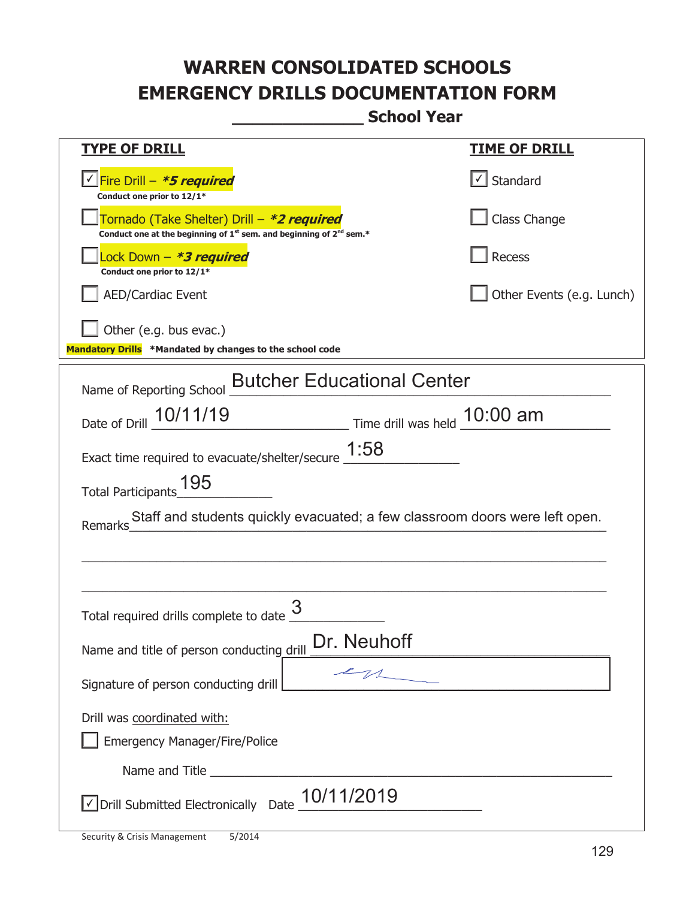# WARREN CONSOLIDATED SCHOOLS
# EMERGENCY DRILLS DOCUMENTATION FORM

_____________ School Year

**TYPE OF DRILL**

- [x] Fire Drill – ***5 required***
  **Conduct one prior to 12/1***
- [ ] Tornado (Take Shelter) Drill – ***2 required***
  **Conduct one at the beginning of 1st sem. and beginning of 2nd sem.***
- [ ] Lock Down – ***3 required***
  **Conduct one prior to 12/1***
- [ ] AED/Cardiac Event
- [ ] Other (e.g. bus evac.)

**Mandatory Drills** **\*Mandated by changes to the school code**

**TIME OF DRILL**

- [x] Standard
- [ ] Class Change
- [ ] Recess
- [ ] Other Events (e.g. Lunch)

Name of Reporting School: Butcher Educational Center

Date of Drill: 10/11/19 Time drill was held: 10:00 am

Exact time required to evacuate/shelter/secure: 1:58

Total Participants: 195

Remarks: Staff and students quickly evacuated; a few classroom doors were left open.

Total required drills complete to date: 3

Name and title of person conducting drill: Dr. Neuhoff

Signature of person conducting drill: [signature]

Drill was coordinated with:

- [ ] Emergency Manager/Fire/Police

Name and Title ______________________

- [x] Drill Submitted Electronically Date: 10/11/2019

Security & Crisis Management 5/2014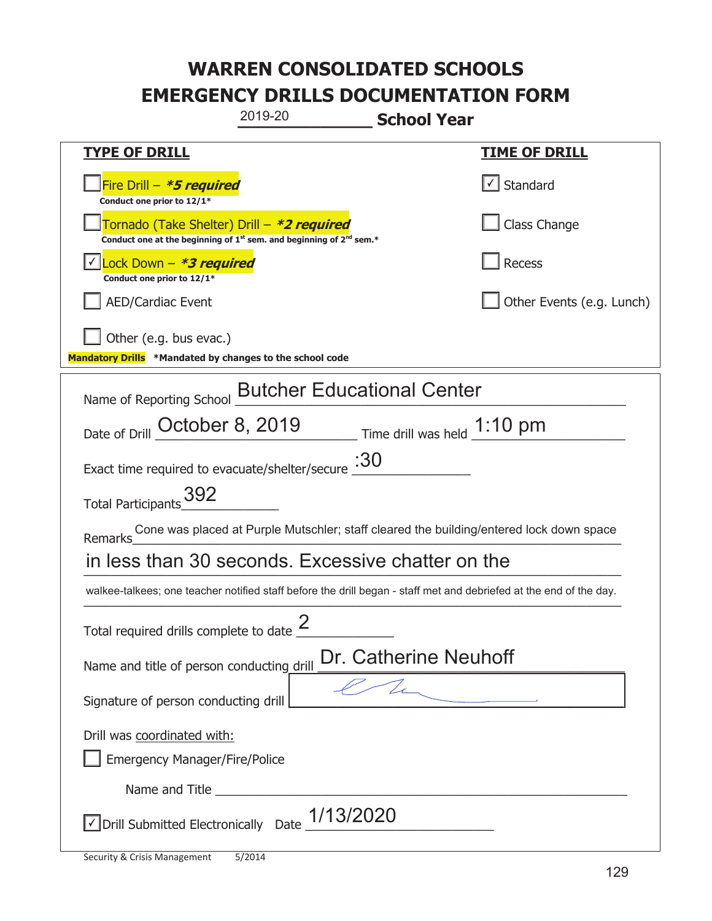# WARREN CONSOLIDATED SCHOOLS
# EMERGENCY DRILLS DOCUMENTATION FORM

2019-20 **School Year**

| **TYPE OF DRILL** | **TIME OF DRILL** |
|---|---|
| ☐ Fire Drill – ***5 required** <br> **Conduct one prior to 12/1*** | ☑ Standard |
| ☐ Tornado (Take Shelter) Drill – ***2 required** <br> **Conduct one at the beginning of 1st sem. and beginning of 2nd sem.*** | ☐ Class Change |
| ☑ Lock Down – ***3 required** <br> **Conduct one prior to 12/1*** | ☐ Recess |
| ☐ AED/Cardiac Event | ☐ Other Events (e.g. Lunch) |
| ☐ Other (e.g. bus evac.) | |

**Mandatory Drills** ***Mandated by changes to the school code**

Name of Reporting School: Butcher Educational Center

Date of Drill: October 8, 2019 Time drill was held: 1:10 pm

Exact time required to evacuate/shelter/secure: :30

Total Participants: 392

Remarks: Cone was placed at Purple Mutschler; staff cleared the building/entered lock down space in less than 30 seconds. Excessive chatter on the walkee-talkees; one teacher notified staff before the drill began - staff met and debriefed at the end of the day.

Total required drills complete to date: 2

Name and title of person conducting drill: Dr. Catherine Neuhoff

Signature of person conducting drill: [signature]

Drill was coordinated with:

☐ Emergency Manager/Fire/Police

Name and Title: ______________________

☑ Drill Submitted Electronically Date: 1/13/2020

Security & Crisis Management 5/2014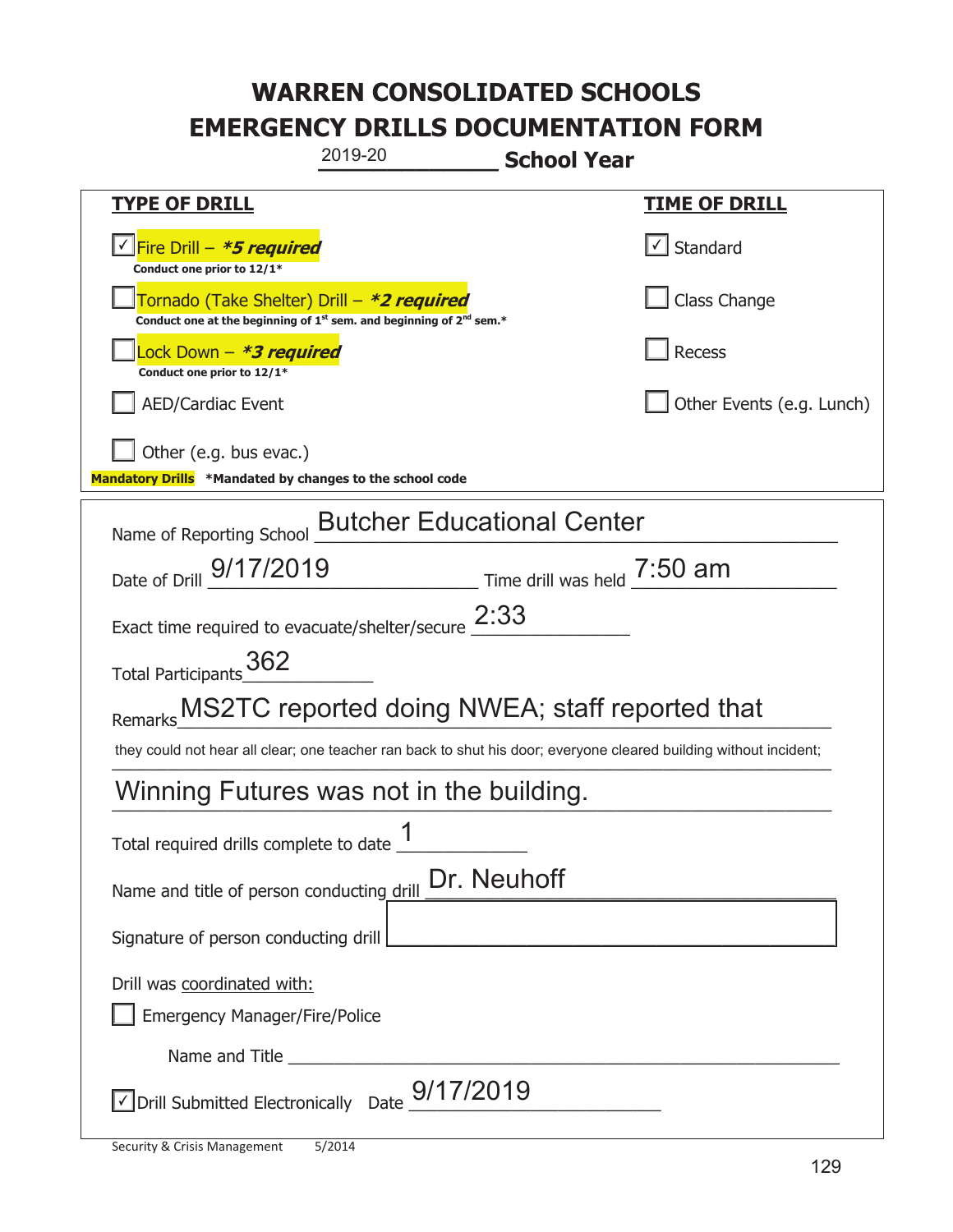# WARREN CONSOLIDATED SCHOOLS
# EMERGENCY DRILLS DOCUMENTATION FORM

2019-20 **School Year**

| **TYPE OF DRILL** | **TIME OF DRILL** |
|---|---|
| ☑ Fire Drill – ***5 required*** <br> **Conduct one prior to 12/1*** | ☑ Standard |
| ☐ Tornado (Take Shelter) Drill – ***2 required*** <br> **Conduct one at the beginning of 1st sem. and beginning of 2nd sem.*** | ☐ Class Change |
| ☐ Lock Down – ***3 required*** <br> **Conduct one prior to 12/1*** | ☐ Recess |
| ☐ AED/Cardiac Event | ☐ Other Events (e.g. Lunch) |
| ☐ Other (e.g. bus evac.) | |

**Mandatory Drills** **\*Mandated by changes to the school code**

Name of Reporting School: Butcher Educational Center

Date of Drill: 9/17/2019 Time drill was held: 7:50 am

Exact time required to evacuate/shelter/secure: 2:33

Total Participants: 362

Remarks: MS2TC reported doing NWEA; staff reported that they could not hear all clear; one teacher ran back to shut his door; everyone cleared building without incident; Winning Futures was not in the building.

Total required drills complete to date: 1

Name and title of person conducting drill: Dr. Neuhoff

Signature of person conducting drill: 

Drill was coordinated with:

☐ Emergency Manager/Fire/Police

Name and Title: 

☑ Drill Submitted Electronically Date: 9/17/2019

Security & Crisis Management 5/2014